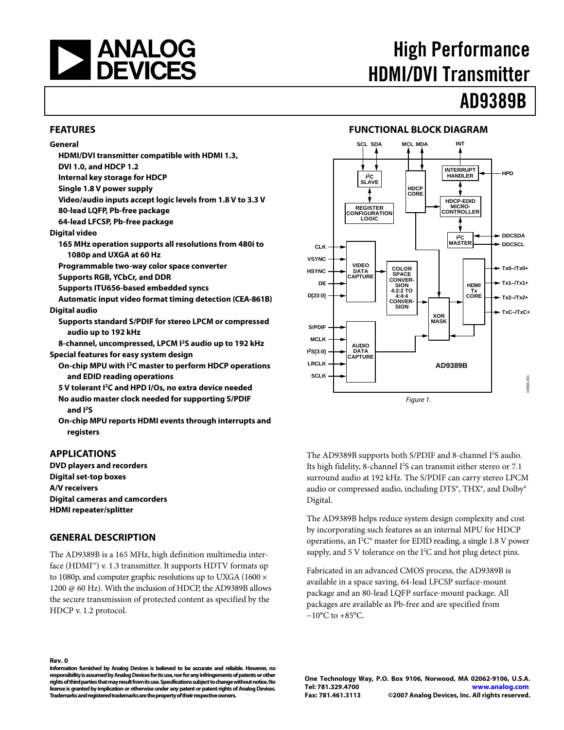# High Performance HDMI/DVI Transmitter

# AD9389B

## FEATURES

**General**

- **HDMI/DVI transmitter compatible with HDMI 1.3, DVI 1.0, and HDCP 1.2**
- **Internal key storage for HDCP**
- **Single 1.8 V power supply**
- **Video/audio inputs accept logic levels from 1.8 V to 3.3 V**
- **80-lead LQFP, Pb-free package**
- **64-lead LFCSP, Pb-free package**

**Digital video**

- **165 MHz operation supports all resolutions from 480i to 1080p and UXGA at 60 Hz**
- **Programmable two-way color space converter**
- **Supports RGB, YCbCr, and DDR**
- **Supports ITU656-based embedded syncs**
- **Automatic input video format timing detection (CEA-861B)**

**Digital audio**

- **Supports standard S/PDIF for stereo LPCM or compressed audio up to 192 kHz**
- **8-channel, uncompressed, LPCM I²S audio up to 192 kHz**

**Special features for easy system design**

- **On-chip MPU with I²C master to perform HDCP operations and EDID reading operations**
- **5 V tolerant I²C and HPD I/Os, no extra device needed**
- **No audio master clock needed for supporting S/PDIF and I²S**
- **On-chip MPU reports HDMI events through interrupts and registers**

## APPLICATIONS

**DVD players and recorders**
**Digital set-top boxes**
**A/V receivers**
**Digital cameras and camcorders**
**HDMI repeater/splitter**

## GENERAL DESCRIPTION

The AD9389B is a 165 MHz, high definition multimedia interface (HDMI™) v. 1.3 transmitter. It supports HDTV formats up to 1080p, and computer graphic resolutions up to UXGA (1600 × 1200 @ 60 Hz). With the inclusion of HDCP, the AD9389B allows the secure transmission of protected content as specified by the HDCP v. 1.2 protocol.

The AD9389B supports both S/PDIF and 8-channel I²S audio. Its high fidelity, 8-channel I²S can transmit either stereo or 7.1 surround audio at 192 kHz. The S/PDIF can carry stereo LPCM audio or compressed audio, including DTS®, THX®, and Dolby® Digital.

The AD9389B helps reduce system design complexity and cost by incorporating such features as an internal MPU for HDCP operations, an I²C® master for EDID reading, a single 1.8 V power supply, and 5 V tolerance on the I²C and hot plug detect pins.

Fabricated in an advanced CMOS process, the AD9389B is available in a space saving, 64-lead LFCSP surface-mount package and an 80-lead LQFP surface-mount package. All packages are available as Pb-free and are specified from −10°C to +85°C.

## FUNCTIONAL BLOCK DIAGRAM

Figure 1.

Rev. 0

Information furnished by Analog Devices is believed to be accurate and reliable. However, no responsibility is assumed by Analog Devices for its use, nor for any infringements of patents or other rights of third parties that may result from its use. Specifications subject to change without notice. No license is granted by implication or otherwise under any patent or patent rights of Analog Devices. Trademarks and registered trademarks are the property of their respective owners.

One Technology Way, P.O. Box 9106, Norwood, MA 02062-9106, U.S.A.
Tel: 781.329.4700 www.analog.com
Fax: 781.461.3113 ©2007 Analog Devices, Inc. All rights reserved.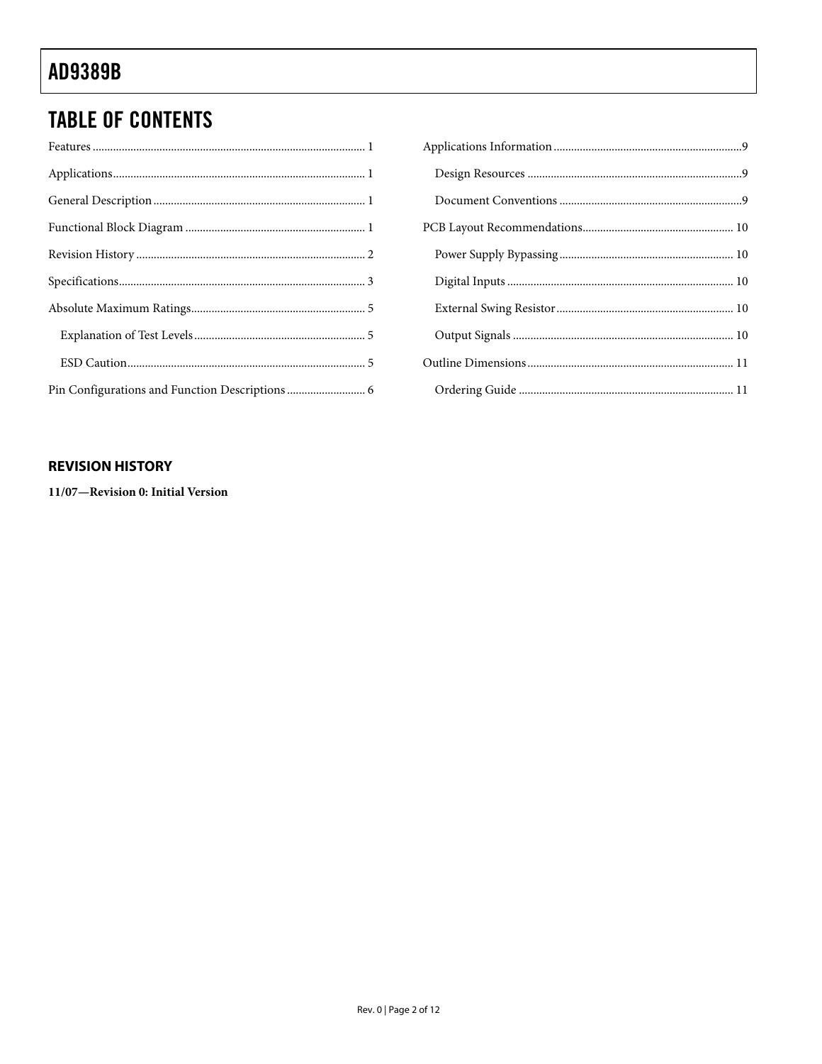# TABLE OF CONTENTS

Features ............................................................................................ 1

Applications...................................................................................... 1

General Description ........................................................................ 1

Functional Block Diagram ............................................................. 1

Revision History .............................................................................. 2

Specifications.................................................................................... 3

Absolute Maximum Ratings............................................................ 5

 Explanation of Test Levels ........................................................... 5

 ESD Caution.................................................................................. 5

Pin Configurations and Function Descriptions ........................... 6

Applications Information ................................................................9

 Design Resources ..........................................................................9

 Document Conventions ...............................................................9

PCB Layout Recommendations.................................................... 10

 Power Supply Bypassing............................................................ 10

 Digital Inputs .............................................................................. 10

 External Swing Resistor ............................................................. 10

 Output Signals ............................................................................ 10

Outline Dimensions ....................................................................... 11

 Ordering Guide .......................................................................... 11

## REVISION HISTORY

**11/07—Revision 0: Initial Version**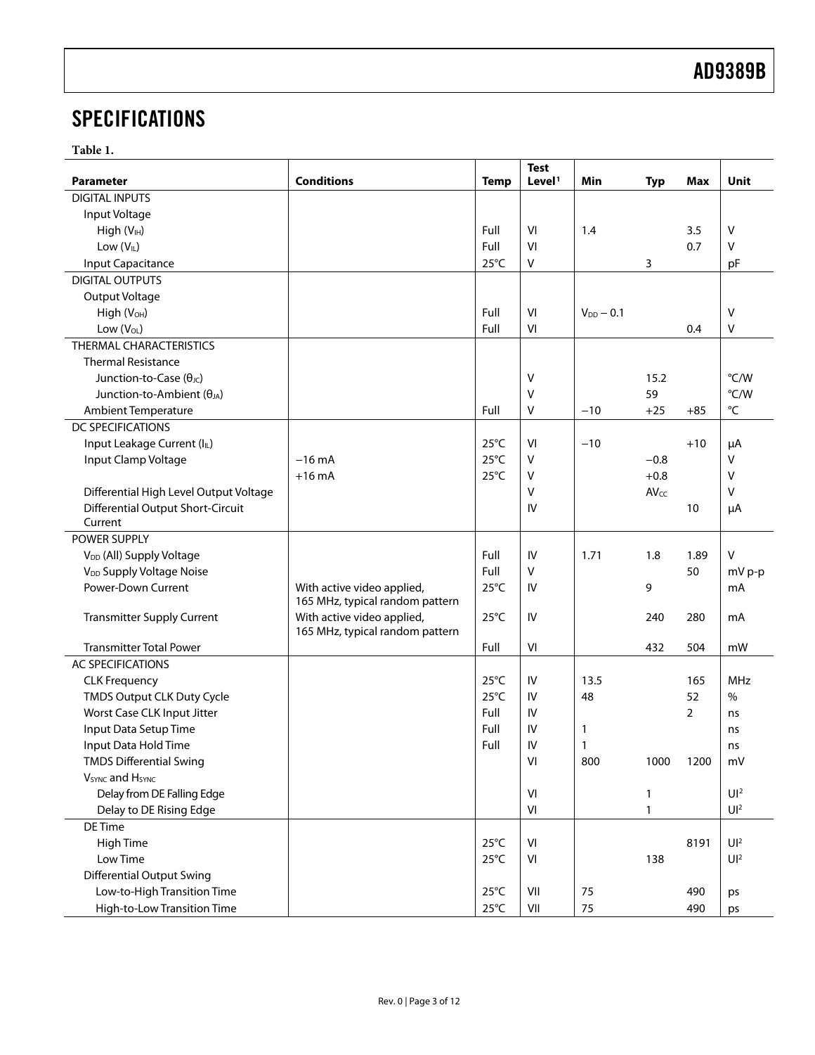# SPECIFICATIONS

**Table 1.**

| Parameter | Conditions | Temp | Test Level[1] | Min | Typ | Max | Unit |
|---|---|---|---|---|---|---|---|
| DIGITAL INPUTS | | | | | | | |
| Input Voltage | | | | | | | |
| High ($V_{IH}$) | | Full | VI | 1.4 | | 3.5 | V |
| Low ($V_{IL}$) | | Full | VI | | | 0.7 | V |
| Input Capacitance | | 25°C | V | | 3 | | pF |
| DIGITAL OUTPUTS | | | | | | | |
| Output Voltage | | | | | | | |
| High ($V_{OH}$) | | Full | VI | $V_{DD}$ − 0.1 | | | V |
| Low ($V_{OL}$) | | Full | VI | | | 0.4 | V |
| THERMAL CHARACTERISTICS | | | | | | | |
| Thermal Resistance | | | | | | | |
| Junction-to-Case ($θ_{JC}$) | | | V | | 15.2 | | °C/W |
| Junction-to-Ambient ($θ_{JA}$) | | | V | | 59 | | °C/W |
| Ambient Temperature | | Full | V | −10 | +25 | +85 | °C |
| DC SPECIFICATIONS | | | | | | | |
| Input Leakage Current ($I_{IL}$) | | 25°C | VI | −10 | | +10 | µA |
| Input Clamp Voltage | −16 mA | 25°C | V | | −0.8 | | V |
| | +16 mA | 25°C | V | | +0.8 | | V |
| Differential High Level Output Voltage | | | V | | $AV_{CC}$ | | V |
| Differential Output Short-Circuit Current | | | IV | | | 10 | µA |
| POWER SUPPLY | | | | | | | |
| $V_{DD}$ (All) Supply Voltage | | Full | IV | 1.71 | 1.8 | 1.89 | V |
| $V_{DD}$ Supply Voltage Noise | | Full | V | | | 50 | mV p-p |
| Power-Down Current | With active video applied, 165 MHz, typical random pattern | 25°C | IV | | 9 | | mA |
| Transmitter Supply Current | With active video applied, 165 MHz, typical random pattern | 25°C | IV | | 240 | 280 | mA |
| Transmitter Total Power | | Full | VI | | 432 | 504 | mW |
| AC SPECIFICATIONS | | | | | | | |
| CLK Frequency | | 25°C | IV | 13.5 | | 165 | MHz |
| TMDS Output CLK Duty Cycle | | 25°C | IV | 48 | | 52 | % |
| Worst Case CLK Input Jitter | | Full | IV | | | 2 | ns |
| Input Data Setup Time | | Full | IV | 1 | | | ns |
| Input Data Hold Time | | Full | IV | 1 | | | ns |
| TMDS Differential Swing | | | VI | 800 | 1000 | 1200 | mV |
| $V_{SYNC}$ and $H_{SYNC}$ | | | | | | | |
| Delay from DE Falling Edge | | | VI | | 1 | | UI[2] |
| Delay to DE Rising Edge | | | VI | | 1 | | UI[2] |
| DE Time | | | | | | | |
| High Time | | 25°C | VI | | | 8191 | UI[2] |
| Low Time | | 25°C | VI | | 138 | | UI[2] |
| Differential Output Swing | | | | | | | |
| Low-to-High Transition Time | | 25°C | VII | 75 | | 490 | ps |
| High-to-Low Transition Time | | 25°C | VII | 75 | | 490 | ps |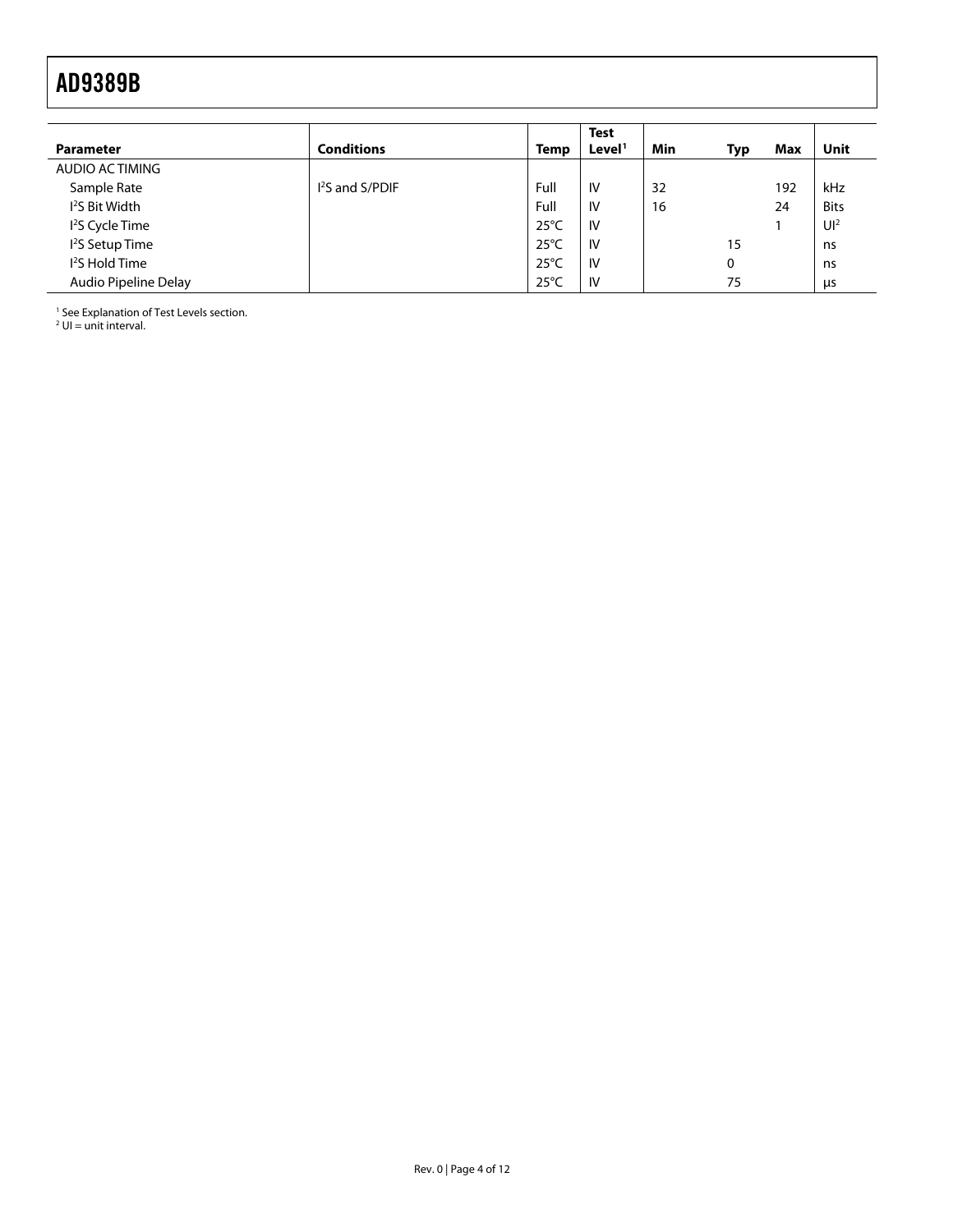| Parameter | Conditions | Temp | Test Level[1] | Min | Typ | Max | Unit |
|---|---|---|---|---|---|---|---|
| AUDIO AC TIMING | | | | | | | |
| Sample Rate | I$^2$S and S/PDIF | Full | IV | 32 | | 192 | kHz |
| I$^2$S Bit Width | | Full | IV | 16 | | 24 | Bits |
| I$^2$S Cycle Time | | 25°C | IV | | | 1 | UI[2] |
| I$^2$S Setup Time | | 25°C | IV | | 15 | | ns |
| I$^2$S Hold Time | | 25°C | IV | | 0 | | ns |
| Audio Pipeline Delay | | 25°C | IV | | 75 | | μs |

[1] See Explanation of Test Levels section.
[2] UI = unit interval.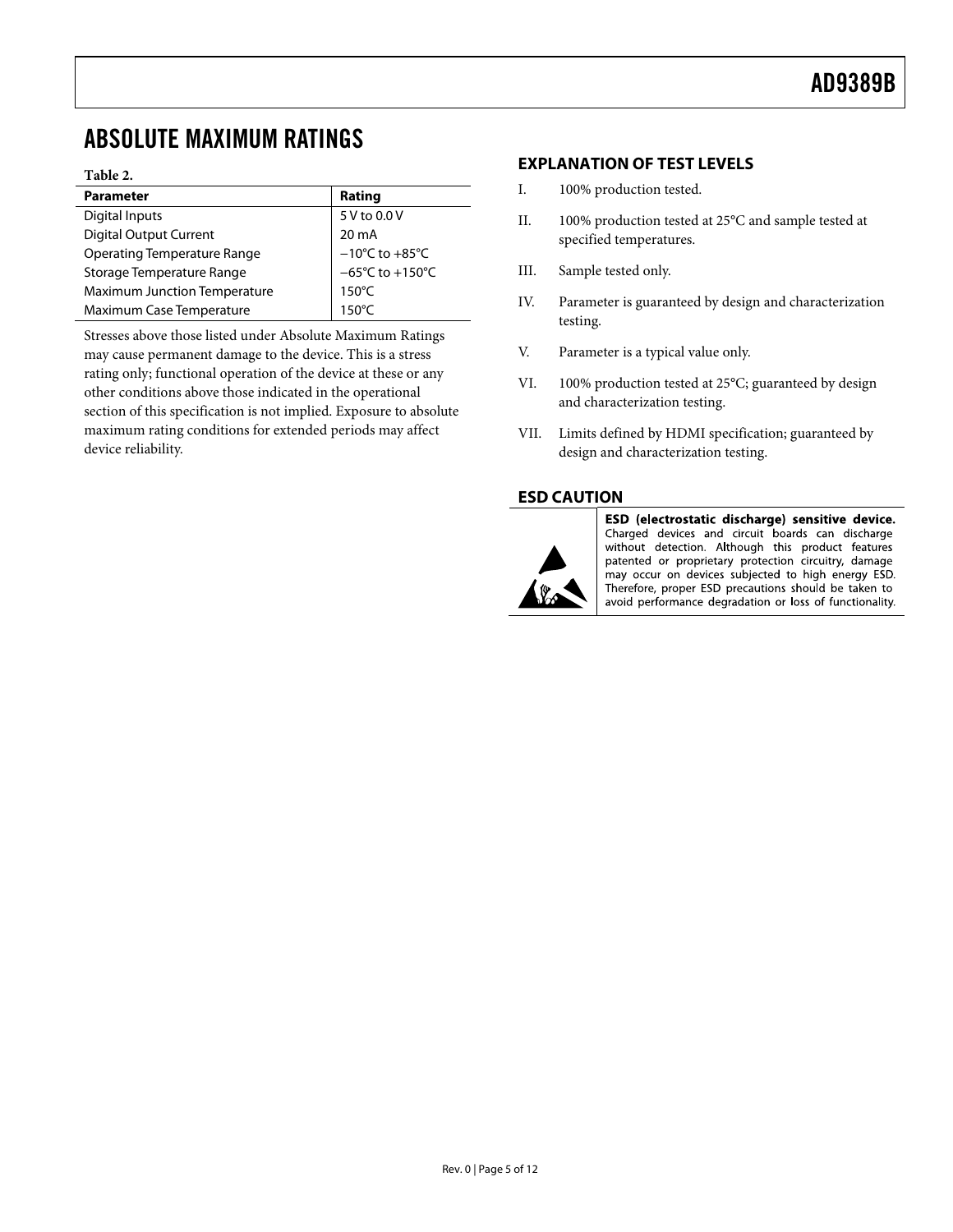## ABSOLUTE MAXIMUM RATINGS

**Table 2.**

| Parameter | Rating |
|---|---|
| Digital Inputs | 5 V to 0.0 V |
| Digital Output Current | 20 mA |
| Operating Temperature Range | −10°C to +85°C |
| Storage Temperature Range | −65°C to +150°C |
| Maximum Junction Temperature | 150°C |
| Maximum Case Temperature | 150°C |

Stresses above those listed under Absolute Maximum Ratings may cause permanent damage to the device. This is a stress rating only; functional operation of the device at these or any other conditions above those indicated in the operational section of this specification is not implied. Exposure to absolute maximum rating conditions for extended periods may affect device reliability.

### EXPLANATION OF TEST LEVELS

I. 100% production tested.

II. 100% production tested at 25°C and sample tested at specified temperatures.

III. Sample tested only.

IV. Parameter is guaranteed by design and characterization testing.

V. Parameter is a typical value only.

VI. 100% production tested at 25°C; guaranteed by design and characterization testing.

VII. Limits defined by HDMI specification; guaranteed by design and characterization testing.

### ESD CAUTION

**ESD (electrostatic discharge) sensitive device.** Charged devices and circuit boards can discharge without detection. Although this product features patented or proprietary protection circuitry, damage may occur on devices subjected to high energy ESD. Therefore, proper ESD precautions should be taken to avoid performance degradation or loss of functionality.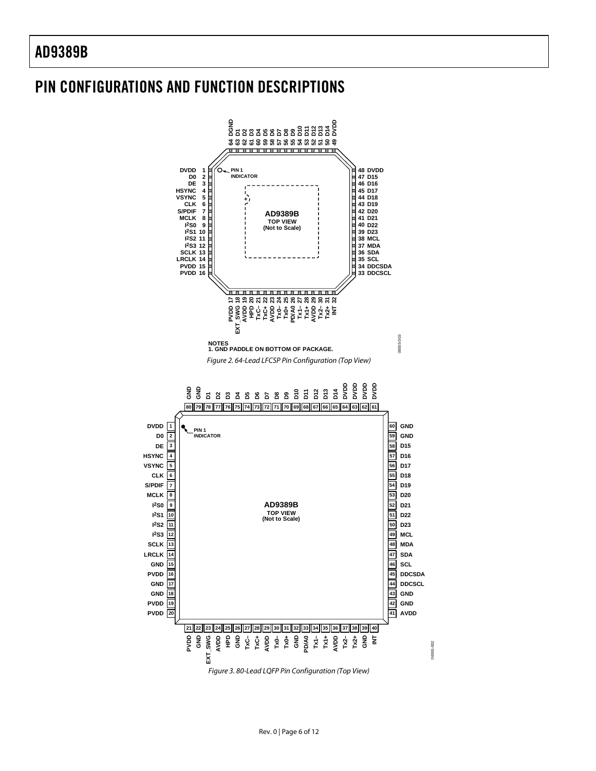## PIN CONFIGURATIONS AND FUNCTION DESCRIPTIONS

NOTES
1. GND PADDLE ON BOTTOM OF PACKAGE.

*Figure 2. 64-Lead LFCSP Pin Configuration (Top View)*

*Figure 3. 80-Lead LQFP Pin Configuration (Top View)*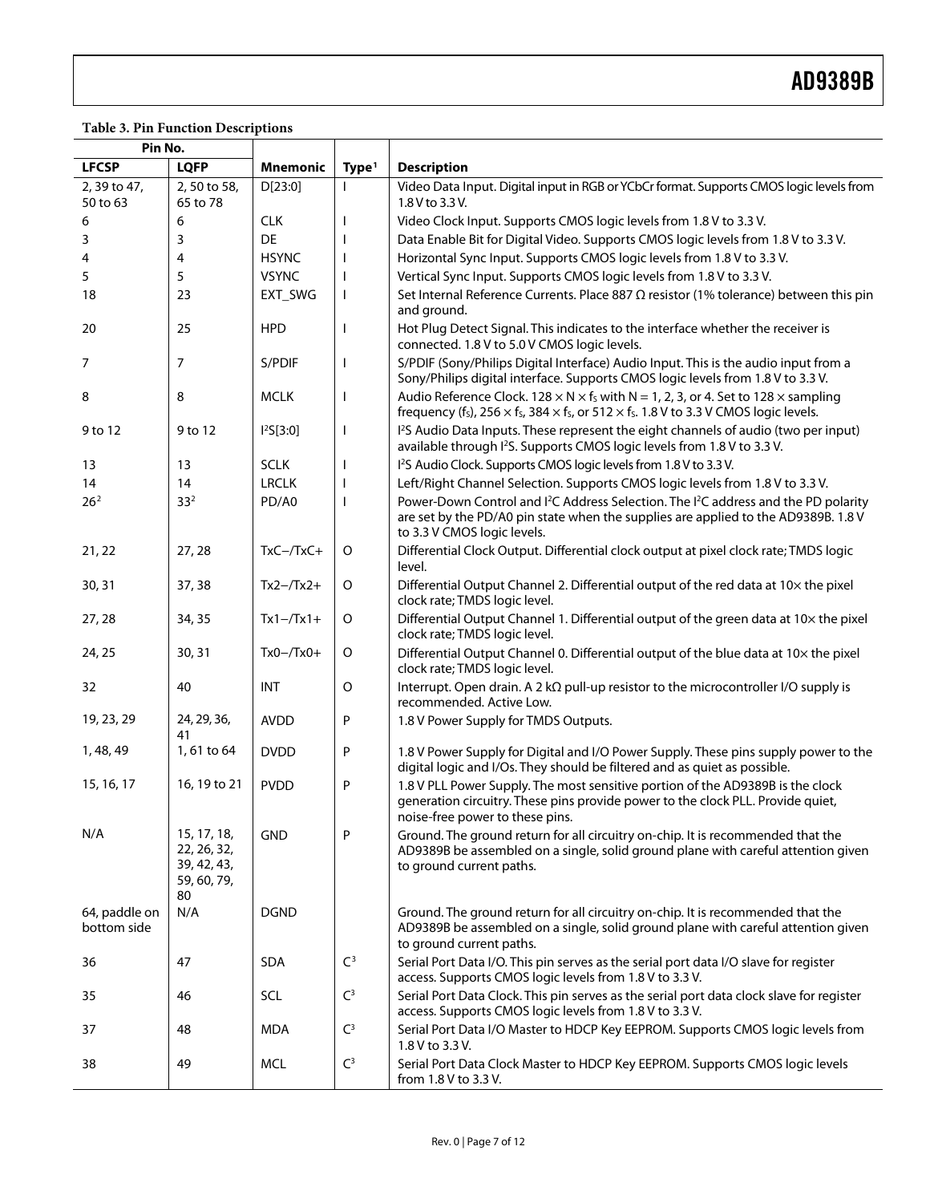**Table 3. Pin Function Descriptions**

| Pin No. | | | | |
|---|---|---|---|---|
| LFCSP | LQFP | Mnemonic | Type[1] | Description |
| 2, 39 to 47, 50 to 63 | 2, 50 to 58, 65 to 78 | D[23:0] | I | Video Data Input. Digital input in RGB or YCbCr format. Supports CMOS logic levels from 1.8 V to 3.3 V. |
| 6 | 6 | CLK | I | Video Clock Input. Supports CMOS logic levels from 1.8 V to 3.3 V. |
| 3 | 3 | DE | I | Data Enable Bit for Digital Video. Supports CMOS logic levels from 1.8 V to 3.3 V. |
| 4 | 4 | HSYNC | I | Horizontal Sync Input. Supports CMOS logic levels from 1.8 V to 3.3 V. |
| 5 | 5 | VSYNC | I | Vertical Sync Input. Supports CMOS logic levels from 1.8 V to 3.3 V. |
| 18 | 23 | EXT_SWG | I | Set Internal Reference Currents. Place 887 Ω resistor (1% tolerance) between this pin and ground. |
| 20 | 25 | HPD | I | Hot Plug Detect Signal. This indicates to the interface whether the receiver is connected. 1.8 V to 5.0 V CMOS logic levels. |
| 7 | 7 | S/PDIF | I | S/PDIF (Sony/Philips Digital Interface) Audio Input. This is the audio input from a Sony/Philips digital interface. Supports CMOS logic levels from 1.8 V to 3.3 V. |
| 8 | 8 | MCLK | I | Audio Reference Clock. $128 \times N \times f_S$ with N = 1, 2, 3, or 4. Set to $128 \times$ sampling frequency ($f_S$), $256 \times f_S$, $384 \times f_S$, or $512 \times f_S$. 1.8 V to 3.3 V CMOS logic levels. |
| 9 to 12 | 9 to 12 | I²S[3:0] | I | I²S Audio Data Inputs. These represent the eight channels of audio (two per input) available through I²S. Supports CMOS logic levels from 1.8 V to 3.3 V. |
| 13 | 13 | SCLK | I | I²S Audio Clock. Supports CMOS logic levels from 1.8 V to 3.3 V. |
| 14 | 14 | LRCLK | I | Left/Right Channel Selection. Supports CMOS logic levels from 1.8 V to 3.3 V. |
| 26[2] | 33[2] | PD/A0 | I | Power-Down Control and I²C Address Selection. The I²C address and the PD polarity are set by the PD/A0 pin state when the supplies are applied to the AD9389B. 1.8 V to 3.3 V CMOS logic levels. |
| 21, 22 | 27, 28 | TxC−/TxC+ | O | Differential Clock Output. Differential clock output at pixel clock rate; TMDS logic level. |
| 30, 31 | 37, 38 | Tx2−/Tx2+ | O | Differential Output Channel 2. Differential output of the red data at 10× the pixel clock rate; TMDS logic level. |
| 27, 28 | 34, 35 | Tx1−/Tx1+ | O | Differential Output Channel 1. Differential output of the green data at 10× the pixel clock rate; TMDS logic level. |
| 24, 25 | 30, 31 | Tx0−/Tx0+ | O | Differential Output Channel 0. Differential output of the blue data at 10× the pixel clock rate; TMDS logic level. |
| 32 | 40 | INT | O | Interrupt. Open drain. A 2 kΩ pull-up resistor to the microcontroller I/O supply is recommended. Active Low. |
| 19, 23, 29 | 24, 29, 36, 41 | AVDD | P | 1.8 V Power Supply for TMDS Outputs. |
| 1, 48, 49 | 1, 61 to 64 | DVDD | P | 1.8 V Power Supply for Digital and I/O Power Supply. These pins supply power to the digital logic and I/Os. They should be filtered and as quiet as possible. |
| 15, 16, 17 | 16, 19 to 21 | PVDD | P | 1.8 V PLL Power Supply. The most sensitive portion of the AD9389B is the clock generation circuitry. These pins provide power to the clock PLL. Provide quiet, noise-free power to these pins. |
| N/A | 15, 17, 18, 22, 26, 32, 39, 42, 43, 59, 60, 79, 80 | GND | P | Ground. The ground return for all circuitry on-chip. It is recommended that the AD9389B be assembled on a single, solid ground plane with careful attention given to ground current paths. |
| 64, paddle on bottom side | N/A | DGND | | Ground. The ground return for all circuitry on-chip. It is recommended that the AD9389B be assembled on a single, solid ground plane with careful attention given to ground current paths. |
| 36 | 47 | SDA | C[3] | Serial Port Data I/O. This pin serves as the serial port data I/O slave for register access. Supports CMOS logic levels from 1.8 V to 3.3 V. |
| 35 | 46 | SCL | C[3] | Serial Port Data Clock. This pin serves as the serial port data clock slave for register access. Supports CMOS logic levels from 1.8 V to 3.3 V. |
| 37 | 48 | MDA | C[3] | Serial Port Data I/O Master to HDCP Key EEPROM. Supports CMOS logic levels from 1.8 V to 3.3 V. |
| 38 | 49 | MCL | C[3] | Serial Port Data Clock Master to HDCP Key EEPROM. Supports CMOS logic levels from 1.8 V to 3.3 V. |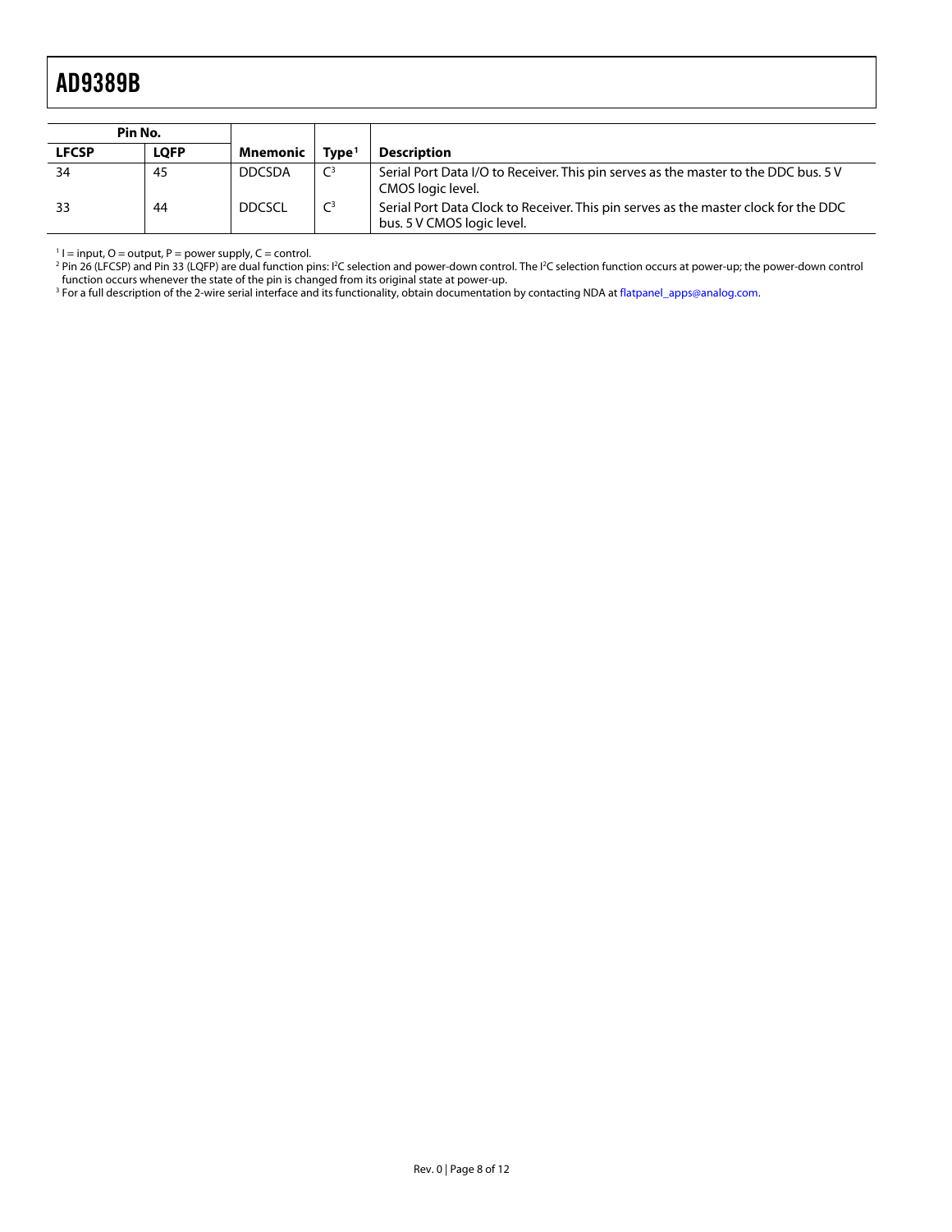| Pin No. | | | | |
|---|---|---|---|---|
| LFCSP | LQFP | Mnemonic | Type[1] | Description |
| 34 | 45 | DDCSDA | C[3] | Serial Port Data I/O to Receiver. This pin serves as the master to the DDC bus. 5 V CMOS logic level. |
| 33 | 44 | DDCSCL | C[3] | Serial Port Data Clock to Receiver. This pin serves as the master clock for the DDC bus. 5 V CMOS logic level. |

[1] I = input, O = output, P = power supply, C = control.

[2] Pin 26 (LFCSP) and Pin 33 (LQFP) are dual function pins: I²C selection and power-down control. The I²C selection function occurs at power-up; the power-down control function occurs whenever the state of the pin is changed from its original state at power-up.

[3] For a full description of the 2-wire serial interface and its functionality, obtain documentation by contacting NDA at flatpanel_apps@analog.com.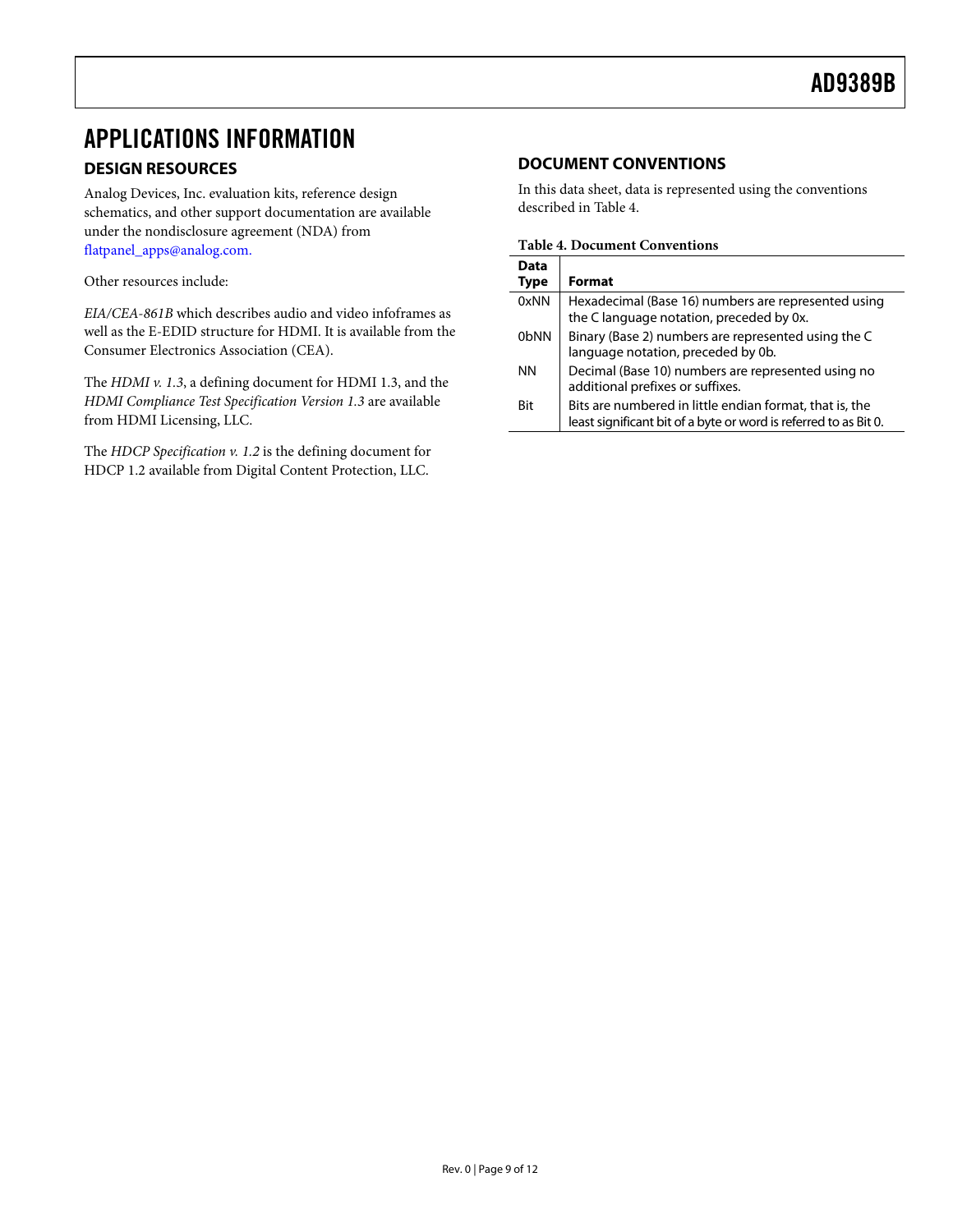# APPLICATIONS INFORMATION

## DESIGN RESOURCES

Analog Devices, Inc. evaluation kits, reference design schematics, and other support documentation are available under the nondisclosure agreement (NDA) from flatpanel_apps@analog.com.

Other resources include:

*EIA/CEA-861B* which describes audio and video infoframes as well as the E-EDID structure for HDMI. It is available from the Consumer Electronics Association (CEA).

The *HDMI v. 1.3*, a defining document for HDMI 1.3, and the *HDMI Compliance Test Specification Version 1.3* are available from HDMI Licensing, LLC.

The *HDCP Specification v. 1.2* is the defining document for HDCP 1.2 available from Digital Content Protection, LLC.

## DOCUMENT CONVENTIONS

In this data sheet, data is represented using the conventions described in Table 4.

**Table 4. Document Conventions**

| Data Type | Format |
|---|---|
| 0xNN | Hexadecimal (Base 16) numbers are represented using the C language notation, preceded by 0x. |
| 0bNN | Binary (Base 2) numbers are represented using the C language notation, preceded by 0b. |
| NN | Decimal (Base 10) numbers are represented using no additional prefixes or suffixes. |
| Bit | Bits are numbered in little endian format, that is, the least significant bit of a byte or word is referred to as Bit 0. |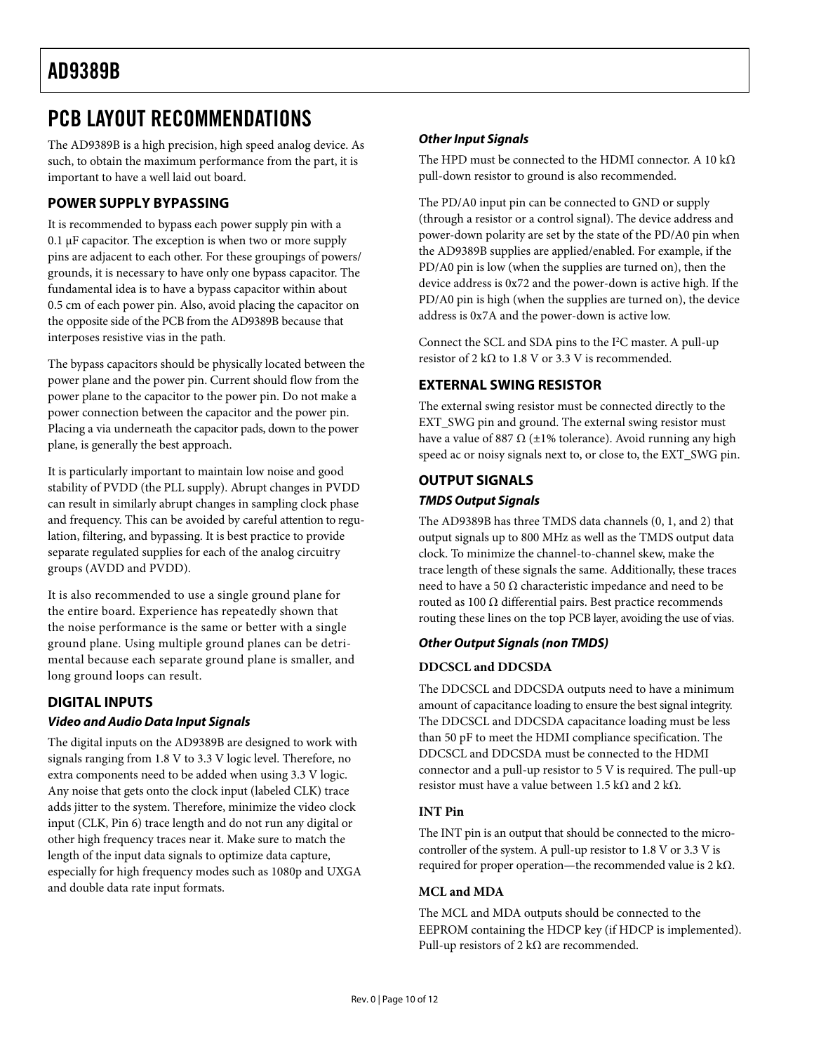# PCB LAYOUT RECOMMENDATIONS

The AD9389B is a high precision, high speed analog device. As such, to obtain the maximum performance from the part, it is important to have a well laid out board.

## POWER SUPPLY BYPASSING

It is recommended to bypass each power supply pin with a 0.1 μF capacitor. The exception is when two or more supply pins are adjacent to each other. For these groupings of powers/ grounds, it is necessary to have only one bypass capacitor. The fundamental idea is to have a bypass capacitor within about 0.5 cm of each power pin. Also, avoid placing the capacitor on the opposite side of the PCB from the AD9389B because that interposes resistive vias in the path.

The bypass capacitors should be physically located between the power plane and the power pin. Current should flow from the power plane to the capacitor to the power pin. Do not make a power connection between the capacitor and the power pin. Placing a via underneath the capacitor pads, down to the power plane, is generally the best approach.

It is particularly important to maintain low noise and good stability of PVDD (the PLL supply). Abrupt changes in PVDD can result in similarly abrupt changes in sampling clock phase and frequency. This can be avoided by careful attention to regulation, filtering, and bypassing. It is best practice to provide separate regulated supplies for each of the analog circuitry groups (AVDD and PVDD).

It is also recommended to use a single ground plane for the entire board. Experience has repeatedly shown that the noise performance is the same or better with a single ground plane. Using multiple ground planes can be detrimental because each separate ground plane is smaller, and long ground loops can result.

## DIGITAL INPUTS

### *Video and Audio Data Input Signals*

The digital inputs on the AD9389B are designed to work with signals ranging from 1.8 V to 3.3 V logic level. Therefore, no extra components need to be added when using 3.3 V logic. Any noise that gets onto the clock input (labeled CLK) trace adds jitter to the system. Therefore, minimize the video clock input (CLK, Pin 6) trace length and do not run any digital or other high frequency traces near it. Make sure to match the length of the input data signals to optimize data capture, especially for high frequency modes such as 1080p and UXGA and double data rate input formats.

### *Other Input Signals*

The HPD must be connected to the HDMI connector. A 10 kΩ pull-down resistor to ground is also recommended.

The PD/A0 input pin can be connected to GND or supply (through a resistor or a control signal). The device address and power-down polarity are set by the state of the PD/A0 pin when the AD9389B supplies are applied/enabled. For example, if the PD/A0 pin is low (when the supplies are turned on), then the device address is 0x72 and the power-down is active high. If the PD/A0 pin is high (when the supplies are turned on), the device address is 0x7A and the power-down is active low.

Connect the SCL and SDA pins to the I²C master. A pull-up resistor of 2 kΩ to 1.8 V or 3.3 V is recommended.

## EXTERNAL SWING RESISTOR

The external swing resistor must be connected directly to the EXT_SWG pin and ground. The external swing resistor must have a value of 887 Ω (±1% tolerance). Avoid running any high speed ac or noisy signals next to, or close to, the EXT_SWG pin.

## OUTPUT SIGNALS

### *TMDS Output Signals*

The AD9389B has three TMDS data channels (0, 1, and 2) that output signals up to 800 MHz as well as the TMDS output data clock. To minimize the channel-to-channel skew, make the trace length of these signals the same. Additionally, these traces need to have a 50 Ω characteristic impedance and need to be routed as 100 Ω differential pairs. Best practice recommends routing these lines on the top PCB layer, avoiding the use of vias.

### *Other Output Signals (non TMDS)*

#### DDCSCL and DDCSDA

The DDCSCL and DDCSDA outputs need to have a minimum amount of capacitance loading to ensure the best signal integrity. The DDCSCL and DDCSDA capacitance loading must be less than 50 pF to meet the HDMI compliance specification. The DDCSCL and DDCSDA must be connected to the HDMI connector and a pull-up resistor to 5 V is required. The pull-up resistor must have a value between 1.5 kΩ and 2 kΩ.

#### INT Pin

The INT pin is an output that should be connected to the microcontroller of the system. A pull-up resistor to 1.8 V or 3.3 V is required for proper operation—the recommended value is 2 kΩ.

#### MCL and MDA

The MCL and MDA outputs should be connected to the EEPROM containing the HDCP key (if HDCP is implemented). Pull-up resistors of 2 kΩ are recommended.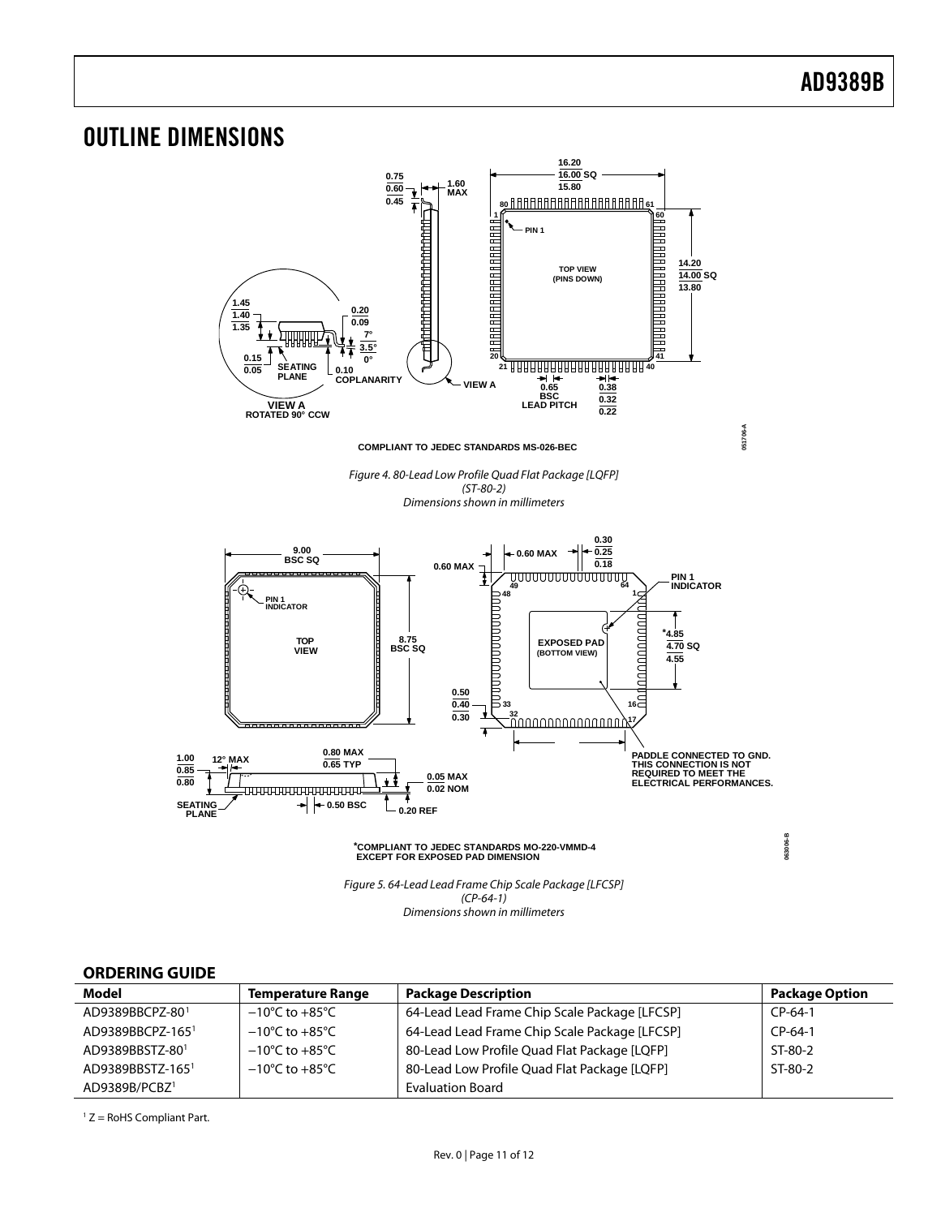## OUTLINE DIMENSIONS

COMPLIANT TO JEDEC STANDARDS MS-026-BEC

*Figure 4. 80-Lead Low Profile Quad Flat Package [LQFP] (ST-80-2) Dimensions shown in millimeters*

*COMPLIANT TO JEDEC STANDARDS MO-220-VMMD-4 EXCEPT FOR EXPOSED PAD DIMENSION

*Figure 5. 64-Lead Lead Frame Chip Scale Package [LFCSP] (CP-64-1) Dimensions shown in millimeters*

### ORDERING GUIDE

| Model | Temperature Range | Package Description | Package Option |
|---|---|---|---|
| AD9389BBCPZ-80[1] | −10°C to +85°C | 64-Lead Lead Frame Chip Scale Package [LFCSP] | CP-64-1 |
| AD9389BBCPZ-165[1] | −10°C to +85°C | 64-Lead Lead Frame Chip Scale Package [LFCSP] | CP-64-1 |
| AD9389BBSTZ-80[1] | −10°C to +85°C | 80-Lead Low Profile Quad Flat Package [LQFP] | ST-80-2 |
| AD9389BBSTZ-165[1] | −10°C to +85°C | 80-Lead Low Profile Quad Flat Package [LQFP] | ST-80-2 |
| AD9389B/PCBZ[1] | | Evaluation Board | |

[1] Z = RoHS Compliant Part.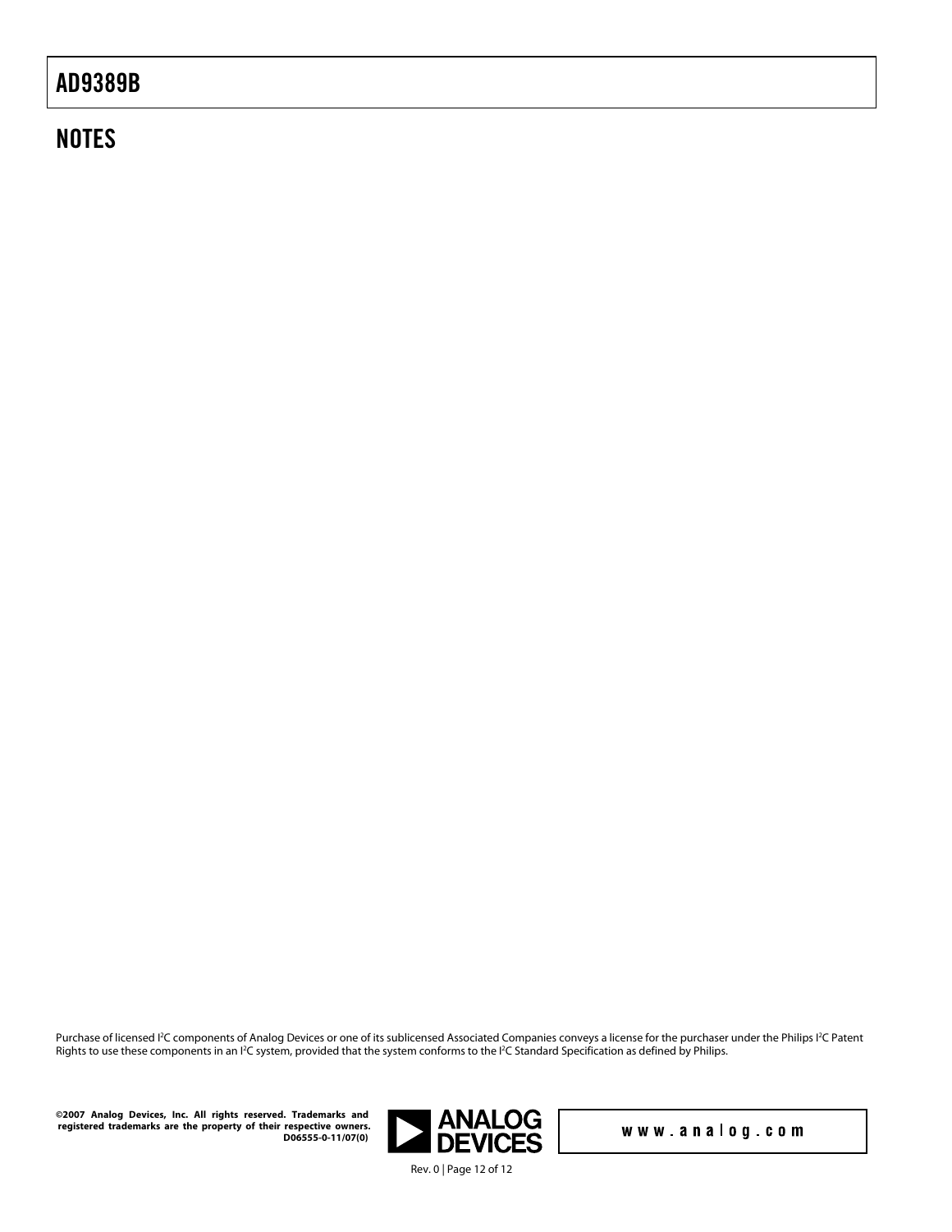## NOTES

Purchase of licensed I$^2$C components of Analog Devices or one of its sublicensed Associated Companies conveys a license for the purchaser under the Philips I$^2$C Patent Rights to use these components in an I$^2$C system, provided that the system conforms to the I$^2$C Standard Specification as defined by Philips.

**©2007 Analog Devices, Inc. All rights reserved. Trademarks and registered trademarks are the property of their respective owners.**
**D06555-0-11/07(0)**

ANALOG DEVICES

www.analog.com